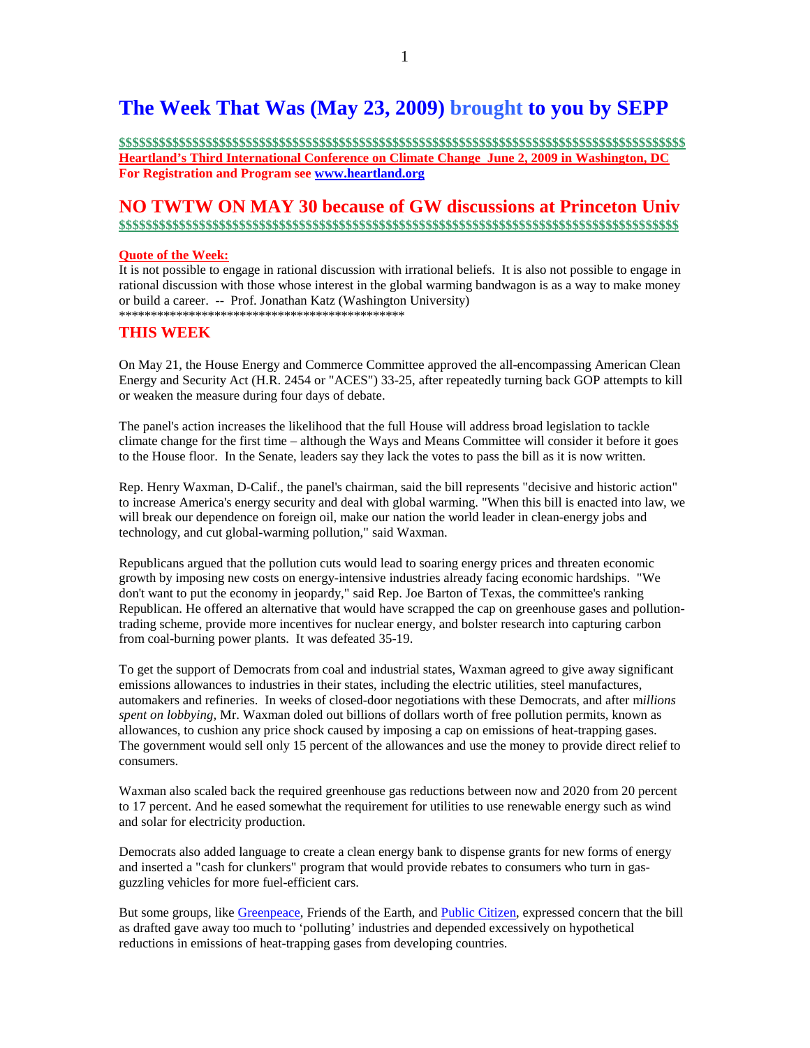# The Week That Was (May 23, 2009) brought to you by SEPP

**$$$$$$$$$$$$$$$$$$$$$$$$$$$$$$$$$$$$$$$$$$$$$$$$$$$$$$$$$$$$$$$$$$$$$$$$$$$$$$$$$$$$**
**Heartland's Third International Conference on Climate Change June 2, 2009 in Washington, DC**
**For Registration and Program see [www.heartland.org](www.heartland.org)**

## NO TWTW ON MAY 30 because of GW discussions at Princeton Univ

**$$$$$$$$$$$$$$$$$$$$$$$$$$$$$$$$$$$$$$$$$$$$$$$$$$$$$$$$$$$$$$$$$$$$$$$$$$$$$$$$$$$$**

**Quote of the Week:**

It is not possible to engage in rational discussion with irrational beliefs. It is also not possible to engage in rational discussion with those whose interest in the global warming bandwagon is as a way to make money or build a career. -- Prof. Jonathan Katz (Washington University)

*********************************************

## THIS WEEK

On May 21, the House Energy and Commerce Committee approved the all-encompassing American Clean Energy and Security Act (H.R. 2454 or "ACES") 33-25, after repeatedly turning back GOP attempts to kill or weaken the measure during four days of debate.

The panel's action increases the likelihood that the full House will address broad legislation to tackle climate change for the first time – although the Ways and Means Committee will consider it before it goes to the House floor. In the Senate, leaders say they lack the votes to pass the bill as it is now written.

Rep. Henry Waxman, D-Calif., the panel's chairman, said the bill represents "decisive and historic action" to increase America's energy security and deal with global warming. "When this bill is enacted into law, we will break our dependence on foreign oil, make our nation the world leader in clean-energy jobs and technology, and cut global-warming pollution," said Waxman.

Republicans argued that the pollution cuts would lead to soaring energy prices and threaten economic growth by imposing new costs on energy-intensive industries already facing economic hardships. "We don't want to put the economy in jeopardy," said Rep. Joe Barton of Texas, the committee's ranking Republican. He offered an alternative that would have scrapped the cap on greenhouse gases and pollution-trading scheme, provide more incentives for nuclear energy, and bolster research into capturing carbon from coal-burning power plants. It was defeated 35-19.

To get the support of Democrats from coal and industrial states, Waxman agreed to give away significant emissions allowances to industries in their states, including the electric utilities, steel manufactures, automakers and refineries. In weeks of closed-door negotiations with these Democrats, and after *millions spent on lobbying*, Mr. Waxman doled out billions of dollars worth of free pollution permits, known as allowances, to cushion any price shock caused by imposing a cap on emissions of heat-trapping gases. The government would sell only 15 percent of the allowances and use the money to provide direct relief to consumers.

Waxman also scaled back the required greenhouse gas reductions between now and 2020 from 20 percent to 17 percent. And he eased somewhat the requirement for utilities to use renewable energy such as wind and solar for electricity production.

Democrats also added language to create a clean energy bank to dispense grants for new forms of energy and inserted a "cash for clunkers" program that would provide rebates to consumers who turn in gas-guzzling vehicles for more fuel-efficient cars.

But some groups, like Greenpeace, Friends of the Earth, and Public Citizen, expressed concern that the bill as drafted gave away too much to 'polluting' industries and depended excessively on hypothetical reductions in emissions of heat-trapping gases from developing countries.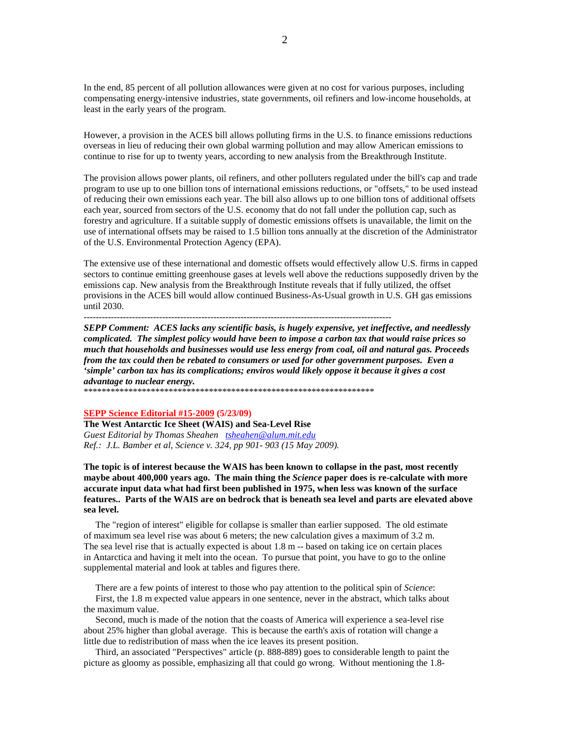In the end, 85 percent of all pollution allowances were given at no cost for various purposes, including compensating energy-intensive industries, state governments, oil refiners and low-income households, at least in the early years of the program.

However, a provision in the ACES bill allows polluting firms in the U.S. to finance emissions reductions overseas in lieu of reducing their own global warming pollution and may allow American emissions to continue to rise for up to twenty years, according to new analysis from the Breakthrough Institute.

The provision allows power plants, oil refiners, and other polluters regulated under the bill's cap and trade program to use up to one billion tons of international emissions reductions, or "offsets," to be used instead of reducing their own emissions each year. The bill also allows up to one billion tons of additional offsets each year, sourced from sectors of the U.S. economy that do not fall under the pollution cap, such as forestry and agriculture. If a suitable supply of domestic emissions offsets is unavailable, the limit on the use of international offsets may be raised to 1.5 billion tons annually at the discretion of the Administrator of the U.S. Environmental Protection Agency (EPA).

The extensive use of these international and domestic offsets would effectively allow U.S. firms in capped sectors to continue emitting greenhouse gases at levels well above the reductions supposedly driven by the emissions cap. New analysis from the Breakthrough Institute reveals that if fully utilized, the offset provisions in the ACES bill would allow continued Business-As-Usual growth in U.S. GH gas emissions until 2030.

---

***SEPP Comment: ACES lacks any scientific basis, is hugely expensive, yet ineffective, and needlessly complicated. The simplest policy would have been to impose a carbon tax that would raise prices so much that households and businesses would use less energy from coal, oil and natural gas. Proceeds from the tax could then be rebated to consumers or used for other government purposes. Even a 'simple' carbon tax has its complications; enviros would likely oppose it because it gives a cost advantage to nuclear energy.***

*****************************************************************

**SEPP Science Editorial #15-2009 (5/23/09)**

**The West Antarctic Ice Sheet (WAIS) and Sea-Level Rise**

*Guest Editorial by Thomas Sheahen tsheahen@alum.mit.edu*

*Ref.: J.L. Bamber et al, Science v. 324, pp 901- 903 (15 May 2009).*

**The topic is of interest because the WAIS has been known to collapse in the past, most recently maybe about 400,000 years ago. The main thing the *Science* paper does is re-calculate with more accurate input data what had first been published in 1975, when less was known of the surface features.. Parts of the WAIS are on bedrock that is beneath sea level and parts are elevated above sea level.**

The "region of interest" eligible for collapse is smaller than earlier supposed. The old estimate of maximum sea level rise was about 6 meters; the new calculation gives a maximum of 3.2 m. The sea level rise that is actually expected is about 1.8 m -- based on taking ice on certain places in Antarctica and having it melt into the ocean. To pursue that point, you have to go to the online supplemental material and look at tables and figures there.

There are a few points of interest to those who pay attention to the political spin of *Science*:

First, the 1.8 m expected value appears in one sentence, never in the abstract, which talks about the maximum value.

Second, much is made of the notion that the coasts of America will experience a sea-level rise about 25% higher than global average. This is because the earth's axis of rotation will change a little due to redistribution of mass when the ice leaves its present position.

Third, an associated "Perspectives" article (p. 888-889) goes to considerable length to paint the picture as gloomy as possible, emphasizing all that could go wrong. Without mentioning the 1.8-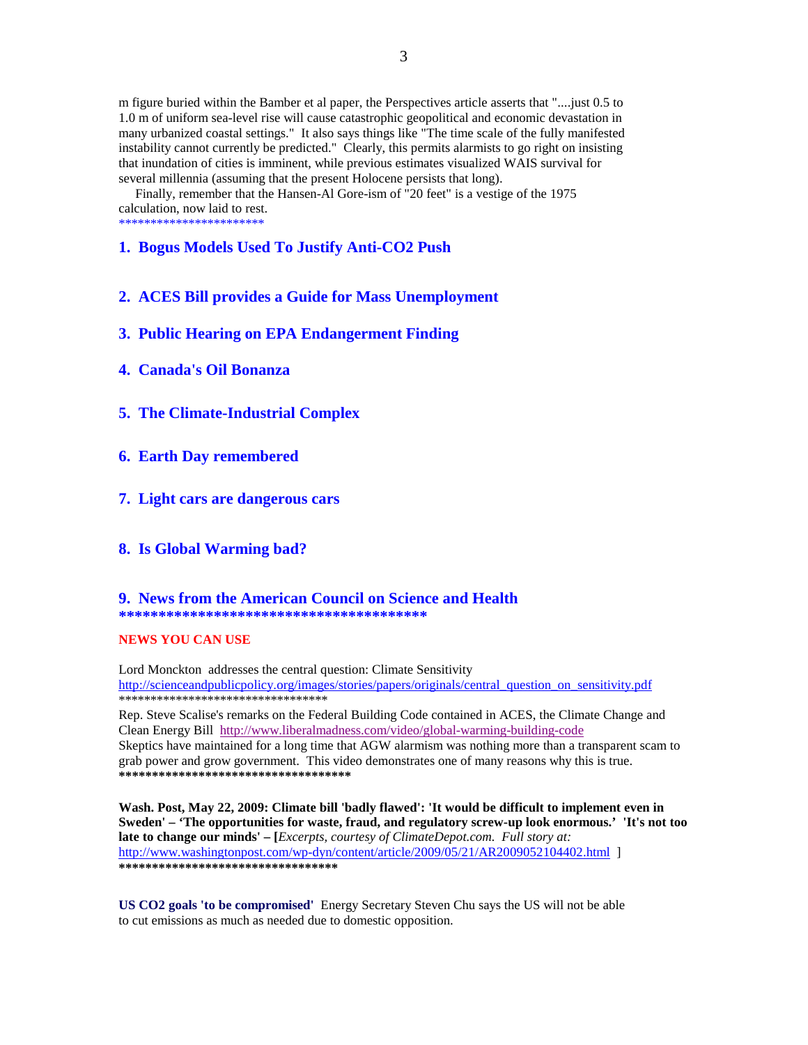m figure buried within the Bamber et al paper, the Perspectives article asserts that "....just 0.5 to 1.0 m of uniform sea-level rise will cause catastrophic geopolitical and economic devastation in many urbanized coastal settings." It also says things like "The time scale of the fully manifested instability cannot currently be predicted." Clearly, this permits alarmists to go right on insisting that inundation of cities is imminent, while previous estimates visualized WAIS survival for several millennia (assuming that the present Holocene persists that long).

Finally, remember that the Hansen-Al Gore-ism of "20 feet" is a vestige of the 1975 calculation, now laid to rest.

**********************

## 1. Bogus Models Used To Justify Anti-CO2 Push

## 2. ACES Bill provides a Guide for Mass Unemployment

## 3. Public Hearing on EPA Endangerment Finding

## 4. Canada's Oil Bonanza

## 5. The Climate-Industrial Complex

## 6. Earth Day remembered

## 7. Light cars are dangerous cars

## 8. Is Global Warming bad?

## 9. News from the American Council on Science and Health

**\*\*\*\*\*\*\*\*\*\*\*\*\*\*\*\*\*\*\*\*\*\*\*\*\*\*\*\*\*\*\*\*\*\*\*\*\*\*\*\*\***

**NEWS YOU CAN USE**

Lord Monckton addresses the central question: Climate Sensitivity
http://scienceandpublicpolicy.org/images/stories/papers/originals/central_question_on_sensitivity.pdf

**********************************

Rep. Steve Scalise's remarks on the Federal Building Code contained in ACES, the Climate Change and Clean Energy Bill http://www.liberalmadness.com/video/global-warming-building-code
Skeptics have maintained for a long time that AGW alarmism was nothing more than a transparent scam to grab power and grow government. This video demonstrates one of many reasons why this is true.

**\*\*\*\*\*\*\*\*\*\*\*\*\*\*\*\*\*\*\*\*\*\*\*\*\*\*\*\*\*\*\*\*\*\*\***

**Wash. Post, May 22, 2009: Climate bill 'badly flawed': 'It would be difficult to implement even in Sweden' – 'The opportunities for waste, fraud, and regulatory screw-up look enormous.' 'It's not too late to change our minds' – [***Excerpts, courtesy of ClimateDepot.com. Full story at:*
http://www.washingtonpost.com/wp-dyn/content/article/2009/05/21/AR2009052104402.html ]

**\*\*\*\*\*\*\*\*\*\*\*\*\*\*\*\*\*\*\*\*\*\*\*\*\*\*\*\*\*\*\*\*\***

**US CO2 goals 'to be compromised'** Energy Secretary Steven Chu says the US will not be able to cut emissions as much as needed due to domestic opposition.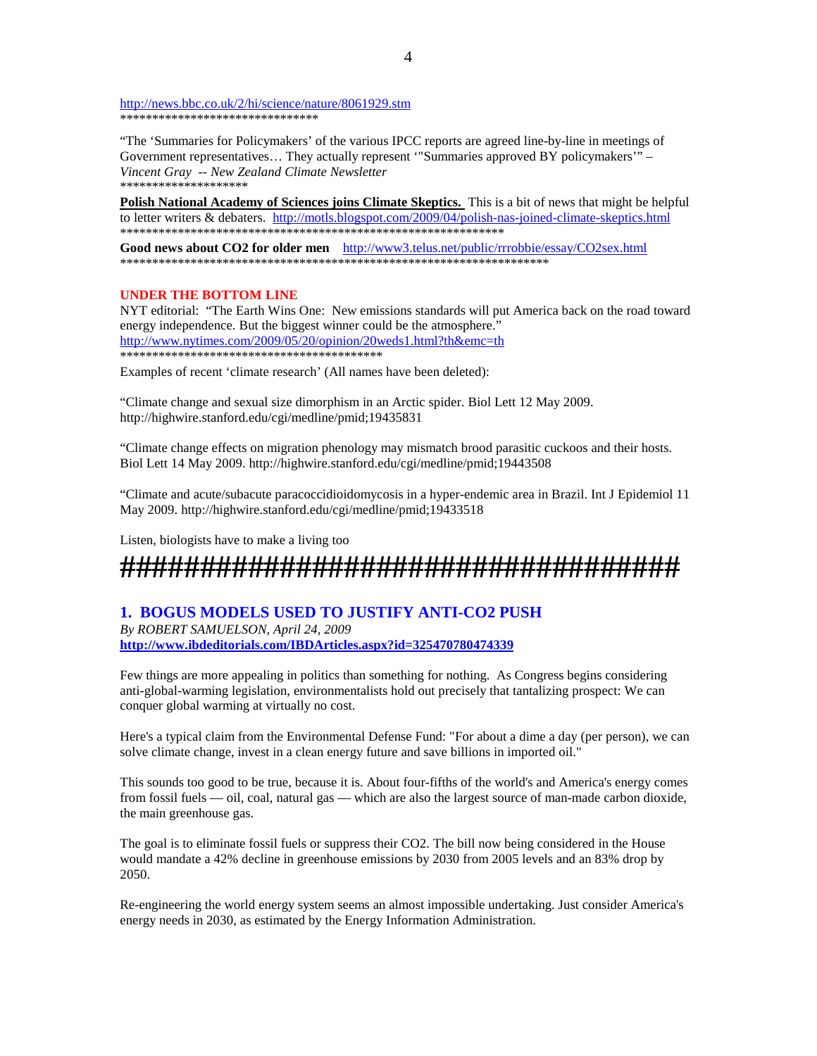http://news.bbc.co.uk/2/hi/science/nature/8061929.stm
*******************************

"The 'Summaries for Policymakers' of the various IPCC reports are agreed line-by-line in meetings of Government representatives… They actually represent '"Summaries approved BY policymakers'" – *Vincent Gray -- New Zealand Climate Newsletter*
********************

**Polish National Academy of Sciences joins Climate Skeptics.** This is a bit of news that might be helpful to letter writers & debaters. http://motls.blogspot.com/2009/04/polish-nas-joined-climate-skeptics.html
**************************************************************

**Good news about CO2 for older men** http://www3.telus.net/public/rrrobbie/essay/CO2sex.html
*********************************************************************

**UNDER THE BOTTOM LINE**

NYT editorial: "The Earth Wins One: New emissions standards will put America back on the road toward energy independence. But the biggest winner could be the atmosphere."
http://www.nytimes.com/2009/05/20/opinion/20weds1.html?th&emc=th
*******************************************

Examples of recent 'climate research' (All names have been deleted):

"Climate change and sexual size dimorphism in an Arctic spider. Biol Lett 12 May 2009. http://highwire.stanford.edu/cgi/medline/pmid;19435831

"Climate change effects on migration phenology may mismatch brood parasitic cuckoos and their hosts. Biol Lett 14 May 2009. http://highwire.stanford.edu/cgi/medline/pmid;19443508

"Climate and acute/subacute paracoccidioidomycosis in a hyper-endemic area in Brazil. Int J Epidemiol 11 May 2009. http://highwire.stanford.edu/cgi/medline/pmid;19433518

Listen, biologists have to make a living too

**####################################**

## 1. BOGUS MODELS USED TO JUSTIFY ANTI-CO2 PUSH

*By ROBERT SAMUELSON, April 24, 2009*
**http://www.ibdeditorials.com/IBDArticles.aspx?id=325470780474339**

Few things are more appealing in politics than something for nothing. As Congress begins considering anti-global-warming legislation, environmentalists hold out precisely that tantalizing prospect: We can conquer global warming at virtually no cost.

Here's a typical claim from the Environmental Defense Fund: "For about a dime a day (per person), we can solve climate change, invest in a clean energy future and save billions in imported oil."

This sounds too good to be true, because it is. About four-fifths of the world's and America's energy comes from fossil fuels — oil, coal, natural gas — which are also the largest source of man-made carbon dioxide, the main greenhouse gas.

The goal is to eliminate fossil fuels or suppress their CO2. The bill now being considered in the House would mandate a 42% decline in greenhouse emissions by 2030 from 2005 levels and an 83% drop by 2050.

Re-engineering the world energy system seems an almost impossible undertaking. Just consider America's energy needs in 2030, as estimated by the Energy Information Administration.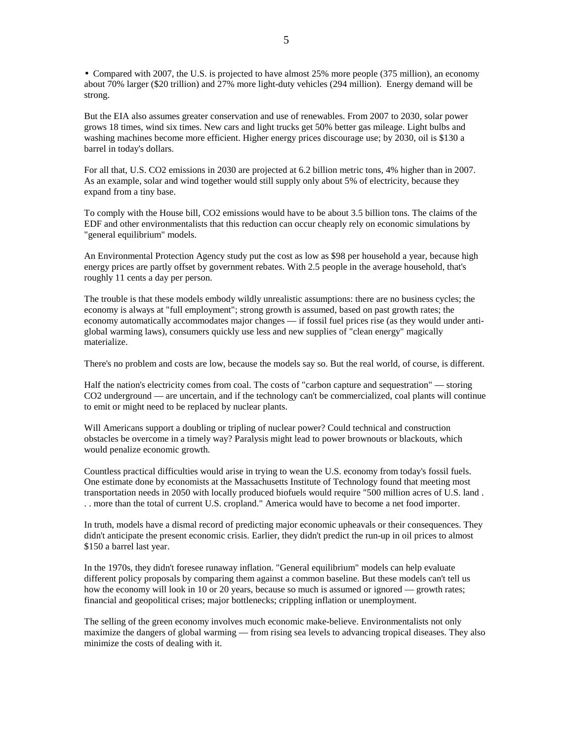- Compared with 2007, the U.S. is projected to have almost 25% more people (375 million), an economy about 70% larger ($20 trillion) and 27% more light-duty vehicles (294 million). Energy demand will be strong.

But the EIA also assumes greater conservation and use of renewables. From 2007 to 2030, solar power grows 18 times, wind six times. New cars and light trucks get 50% better gas mileage. Light bulbs and washing machines become more efficient. Higher energy prices discourage use; by 2030, oil is $130 a barrel in today's dollars.

For all that, U.S. $CO_2$ emissions in 2030 are projected at 6.2 billion metric tons, 4% higher than in 2007. As an example, solar and wind together would still supply only about 5% of electricity, because they expand from a tiny base.

To comply with the House bill, $CO_2$ emissions would have to be about 3.5 billion tons. The claims of the EDF and other environmentalists that this reduction can occur cheaply rely on economic simulations by "general equilibrium" models.

An Environmental Protection Agency study put the cost as low as $98 per household a year, because high energy prices are partly offset by government rebates. With 2.5 people in the average household, that's roughly 11 cents a day per person.

The trouble is that these models embody wildly unrealistic assumptions: there are no business cycles; the economy is always at "full employment"; strong growth is assumed, based on past growth rates; the economy automatically accommodates major changes — if fossil fuel prices rise (as they would under anti-global warming laws), consumers quickly use less and new supplies of "clean energy" magically materialize.

There's no problem and costs are low, because the models say so. But the real world, of course, is different.

Half the nation's electricity comes from coal. The costs of "carbon capture and sequestration" — storing $CO_2$ underground — are uncertain, and if the technology can't be commercialized, coal plants will continue to emit or might need to be replaced by nuclear plants.

Will Americans support a doubling or tripling of nuclear power? Could technical and construction obstacles be overcome in a timely way? Paralysis might lead to power brownouts or blackouts, which would penalize economic growth.

Countless practical difficulties would arise in trying to wean the U.S. economy from today's fossil fuels. One estimate done by economists at the Massachusetts Institute of Technology found that meeting most transportation needs in 2050 with locally produced biofuels would require "500 million acres of U.S. land . . . more than the total of current U.S. cropland." America would have to become a net food importer.

In truth, models have a dismal record of predicting major economic upheavals or their consequences. They didn't anticipate the present economic crisis. Earlier, they didn't predict the run-up in oil prices to almost $150 a barrel last year.

In the 1970s, they didn't foresee runaway inflation. "General equilibrium" models can help evaluate different policy proposals by comparing them against a common baseline. But these models can't tell us how the economy will look in 10 or 20 years, because so much is assumed or ignored — growth rates; financial and geopolitical crises; major bottlenecks; crippling inflation or unemployment.

The selling of the green economy involves much economic make-believe. Environmentalists not only maximize the dangers of global warming — from rising sea levels to advancing tropical diseases. They also minimize the costs of dealing with it.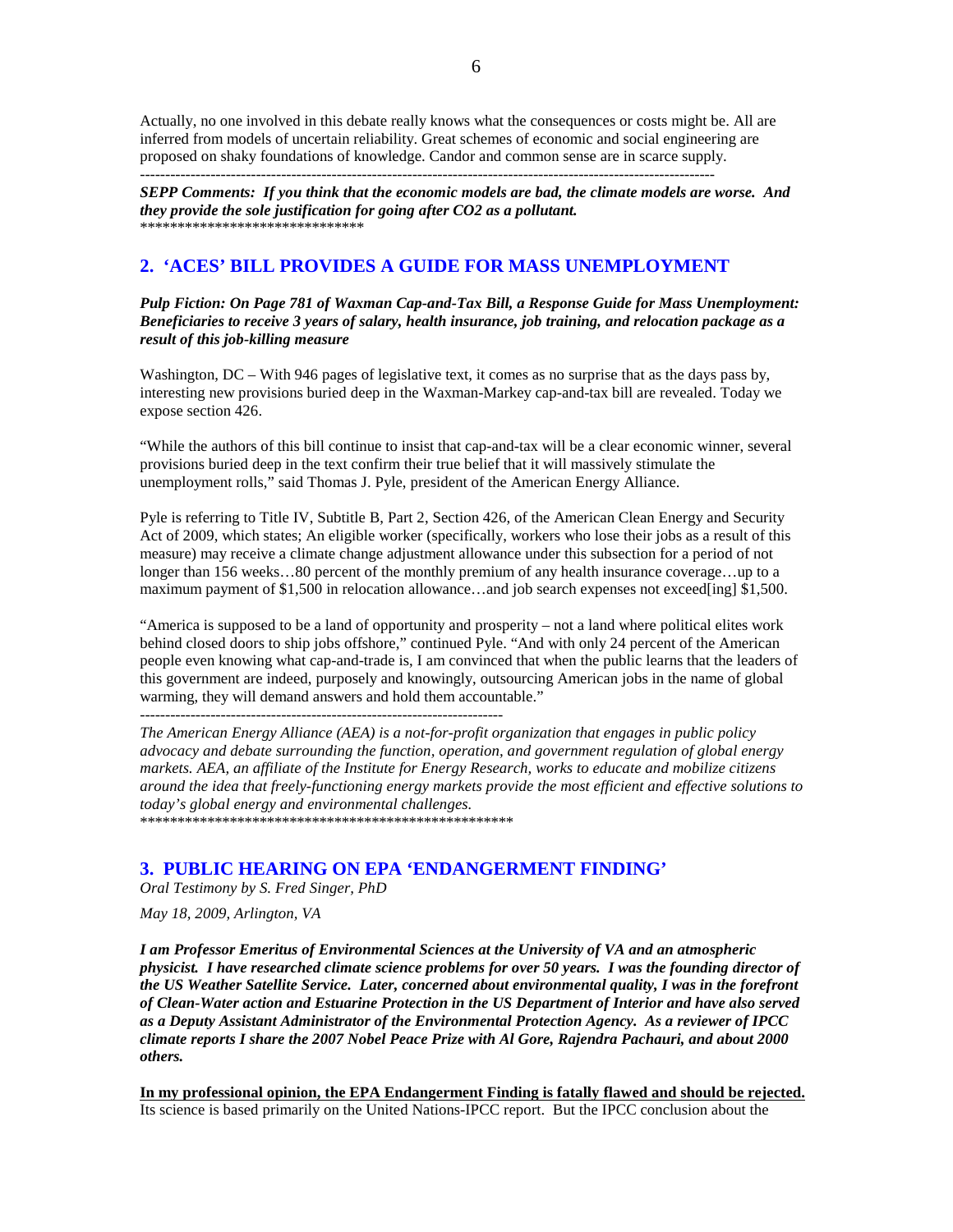Actually, no one involved in this debate really knows what the consequences or costs might be. All are inferred from models of uncertain reliability. Great schemes of economic and social engineering are proposed on shaky foundations of knowledge. Candor and common sense are in scarce supply.

---

***SEPP Comments: If you think that the economic models are bad, the climate models are worse. And they provide the sole justification for going after $CO_2$ as a pollutant.***

******************************

## 2. 'ACES' BILL PROVIDES A GUIDE FOR MASS UNEMPLOYMENT

***Pulp Fiction: On Page 781 of Waxman Cap-and-Tax Bill, a Response Guide for Mass Unemployment: Beneficiaries to receive 3 years of salary, health insurance, job training, and relocation package as a result of this job-killing measure***

Washington, DC – With 946 pages of legislative text, it comes as no surprise that as the days pass by, interesting new provisions buried deep in the Waxman-Markey cap-and-tax bill are revealed. Today we expose section 426.

"While the authors of this bill continue to insist that cap-and-tax will be a clear economic winner, several provisions buried deep in the text confirm their true belief that it will massively stimulate the unemployment rolls," said Thomas J. Pyle, president of the American Energy Alliance.

Pyle is referring to Title IV, Subtitle B, Part 2, Section 426, of the American Clean Energy and Security Act of 2009, which states; An eligible worker (specifically, workers who lose their jobs as a result of this measure) may receive a climate change adjustment allowance under this subsection for a period of not longer than 156 weeks…80 percent of the monthly premium of any health insurance coverage…up to a maximum payment of $1,500 in relocation allowance…and job search expenses not exceed[ing] $1,500.

"America is supposed to be a land of opportunity and prosperity – not a land where political elites work behind closed doors to ship jobs offshore," continued Pyle. "And with only 24 percent of the American people even knowing what cap-and-trade is, I am convinced that when the public learns that the leaders of this government are indeed, purposely and knowingly, outsourcing American jobs in the name of global warming, they will demand answers and hold them accountable."

---

*The American Energy Alliance (AEA) is a not-for-profit organization that engages in public policy advocacy and debate surrounding the function, operation, and government regulation of global energy markets. AEA, an affiliate of the Institute for Energy Research, works to educate and mobilize citizens around the idea that freely-functioning energy markets provide the most efficient and effective solutions to today's global energy and environmental challenges.*

**************************************************

## 3. PUBLIC HEARING ON EPA 'ENDANGERMENT FINDING'

*Oral Testimony by S. Fred Singer, PhD*

*May 18, 2009, Arlington, VA*

***I am Professor Emeritus of Environmental Sciences at the University of VA and an atmospheric physicist. I have researched climate science problems for over 50 years. I was the founding director of the US Weather Satellite Service. Later, concerned about environmental quality, I was in the forefront of Clean-Water action and Estuarine Protection in the US Department of Interior and have also served as a Deputy Assistant Administrator of the Environmental Protection Agency. As a reviewer of IPCC climate reports I share the 2007 Nobel Peace Prize with Al Gore, Rajendra Pachauri, and about 2000 others.***

<u>**In my professional opinion, the EPA Endangerment Finding is fatally flawed and should be rejected.**</u> Its science is based primarily on the United Nations-IPCC report. But the IPCC conclusion about the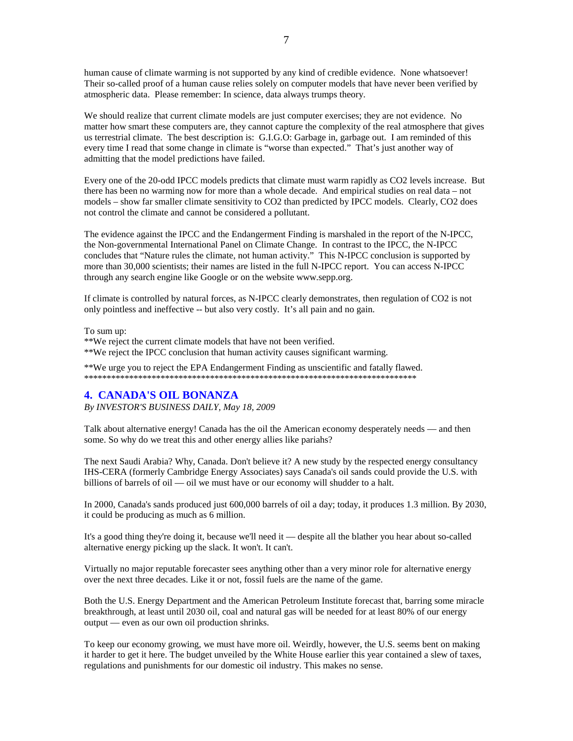human cause of climate warming is not supported by any kind of credible evidence. None whatsoever! Their so-called proof of a human cause relies solely on computer models that have never been verified by atmospheric data. Please remember: In science, data always trumps theory.

We should realize that current climate models are just computer exercises; they are not evidence. No matter how smart these computers are, they cannot capture the complexity of the real atmosphere that gives us terrestrial climate. The best description is: G.I.G.O: Garbage in, garbage out. I am reminded of this every time I read that some change in climate is "worse than expected." That's just another way of admitting that the model predictions have failed.

Every one of the 20-odd IPCC models predicts that climate must warm rapidly as $CO_2$ levels increase. But there has been no warming now for more than a whole decade. And empirical studies on real data – not models – show far smaller climate sensitivity to $CO_2$ than predicted by IPCC models. Clearly, $CO_2$ does not control the climate and cannot be considered a pollutant.

The evidence against the IPCC and the Endangerment Finding is marshaled in the report of the N-IPCC, the Non-governmental International Panel on Climate Change. In contrast to the IPCC, the N-IPCC concludes that "Nature rules the climate, not human activity." This N-IPCC conclusion is supported by more than 30,000 scientists; their names are listed in the full N-IPCC report. You can access N-IPCC through any search engine like Google or on the website www.sepp.org.

If climate is controlled by natural forces, as N-IPCC clearly demonstrates, then regulation of $CO_2$ is not only pointless and ineffective -- but also very costly. It's all pain and no gain.

To sum up:
**We reject the current climate models that have not been verified.
**We reject the IPCC conclusion that human activity causes significant warming.

**We urge you to reject the EPA Endangerment Finding as unscientific and fatally flawed.
***************************************************************************

## 4. CANADA'S OIL BONANZA

*By INVESTOR'S BUSINESS DAILY, May 18, 2009*

Talk about alternative energy! Canada has the oil the American economy desperately needs — and then some. So why do we treat this and other energy allies like pariahs?

The next Saudi Arabia? Why, Canada. Don't believe it? A new study by the respected energy consultancy IHS-CERA (formerly Cambridge Energy Associates) says Canada's oil sands could provide the U.S. with billions of barrels of oil — oil we must have or our economy will shudder to a halt.

In 2000, Canada's sands produced just 600,000 barrels of oil a day; today, it produces 1.3 million. By 2030, it could be producing as much as 6 million.

It's a good thing they're doing it, because we'll need it — despite all the blather you hear about so-called alternative energy picking up the slack. It won't. It can't.

Virtually no major reputable forecaster sees anything other than a very minor role for alternative energy over the next three decades. Like it or not, fossil fuels are the name of the game.

Both the U.S. Energy Department and the American Petroleum Institute forecast that, barring some miracle breakthrough, at least until 2030 oil, coal and natural gas will be needed for at least 80% of our energy output — even as our own oil production shrinks.

To keep our economy growing, we must have more oil. Weirdly, however, the U.S. seems bent on making it harder to get it here. The budget unveiled by the White House earlier this year contained a slew of taxes, regulations and punishments for our domestic oil industry. This makes no sense.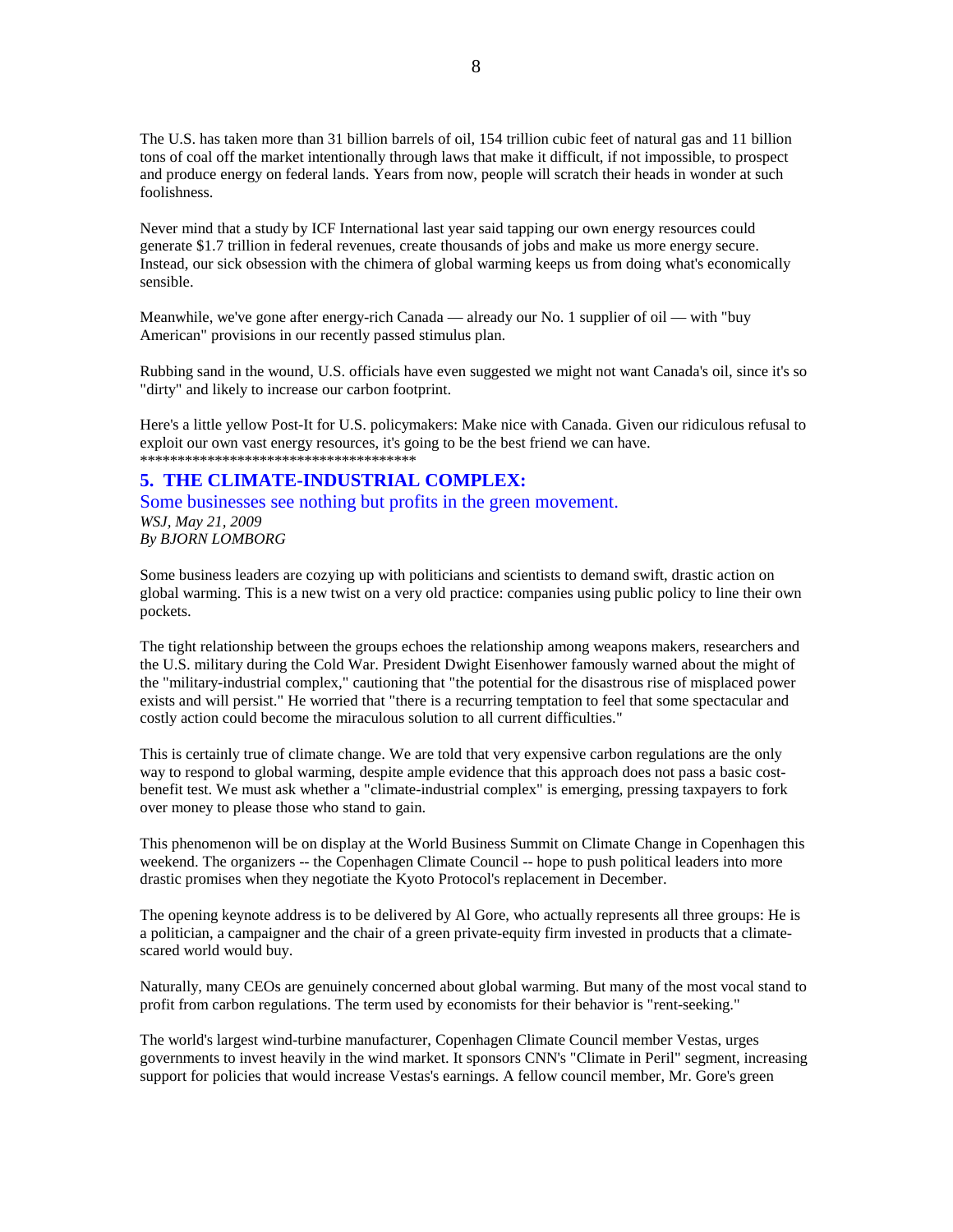The U.S. has taken more than 31 billion barrels of oil, 154 trillion cubic feet of natural gas and 11 billion tons of coal off the market intentionally through laws that make it difficult, if not impossible, to prospect and produce energy on federal lands. Years from now, people will scratch their heads in wonder at such foolishness.

Never mind that a study by ICF International last year said tapping our own energy resources could generate $1.7 trillion in federal revenues, create thousands of jobs and make us more energy secure. Instead, our sick obsession with the chimera of global warming keeps us from doing what's economically sensible.

Meanwhile, we've gone after energy-rich Canada — already our No. 1 supplier of oil — with "buy American" provisions in our recently passed stimulus plan.

Rubbing sand in the wound, U.S. officials have even suggested we might not want Canada's oil, since it's so "dirty" and likely to increase our carbon footprint.

Here's a little yellow Post-It for U.S. policymakers: Make nice with Canada. Given our ridiculous refusal to exploit our own vast energy resources, it's going to be the best friend we can have.
**************************************

## 5. THE CLIMATE-INDUSTRIAL COMPLEX:

Some businesses see nothing but profits in the green movement.

*WSJ, May 21, 2009*
*By BJORN LOMBORG*

Some business leaders are cozying up with politicians and scientists to demand swift, drastic action on global warming. This is a new twist on a very old practice: companies using public policy to line their own pockets.

The tight relationship between the groups echoes the relationship among weapons makers, researchers and the U.S. military during the Cold War. President Dwight Eisenhower famously warned about the might of the "military-industrial complex," cautioning that "the potential for the disastrous rise of misplaced power exists and will persist." He worried that "there is a recurring temptation to feel that some spectacular and costly action could become the miraculous solution to all current difficulties."

This is certainly true of climate change. We are told that very expensive carbon regulations are the only way to respond to global warming, despite ample evidence that this approach does not pass a basic cost-benefit test. We must ask whether a "climate-industrial complex" is emerging, pressing taxpayers to fork over money to please those who stand to gain.

This phenomenon will be on display at the World Business Summit on Climate Change in Copenhagen this weekend. The organizers -- the Copenhagen Climate Council -- hope to push political leaders into more drastic promises when they negotiate the Kyoto Protocol's replacement in December.

The opening keynote address is to be delivered by Al Gore, who actually represents all three groups: He is a politician, a campaigner and the chair of a green private-equity firm invested in products that a climate-scared world would buy.

Naturally, many CEOs are genuinely concerned about global warming. But many of the most vocal stand to profit from carbon regulations. The term used by economists for their behavior is "rent-seeking."

The world's largest wind-turbine manufacturer, Copenhagen Climate Council member Vestas, urges governments to invest heavily in the wind market. It sponsors CNN's "Climate in Peril" segment, increasing support for policies that would increase Vestas's earnings. A fellow council member, Mr. Gore's green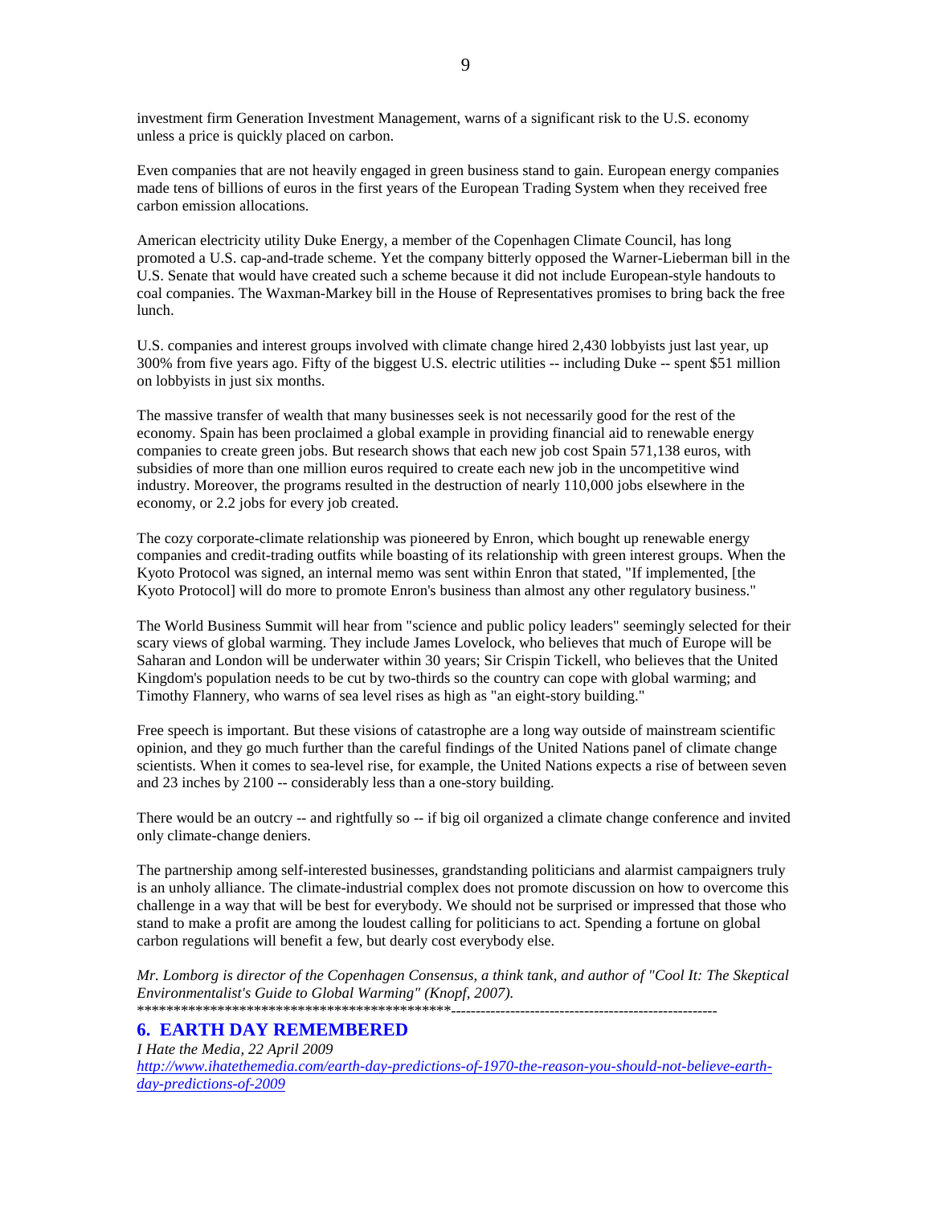investment firm Generation Investment Management, warns of a significant risk to the U.S. economy unless a price is quickly placed on carbon.

Even companies that are not heavily engaged in green business stand to gain. European energy companies made tens of billions of euros in the first years of the European Trading System when they received free carbon emission allocations.

American electricity utility Duke Energy, a member of the Copenhagen Climate Council, has long promoted a U.S. cap-and-trade scheme. Yet the company bitterly opposed the Warner-Lieberman bill in the U.S. Senate that would have created such a scheme because it did not include European-style handouts to coal companies. The Waxman-Markey bill in the House of Representatives promises to bring back the free lunch.

U.S. companies and interest groups involved with climate change hired 2,430 lobbyists just last year, up 300% from five years ago. Fifty of the biggest U.S. electric utilities -- including Duke -- spent $51 million on lobbyists in just six months.

The massive transfer of wealth that many businesses seek is not necessarily good for the rest of the economy. Spain has been proclaimed a global example in providing financial aid to renewable energy companies to create green jobs. But research shows that each new job cost Spain 571,138 euros, with subsidies of more than one million euros required to create each new job in the uncompetitive wind industry. Moreover, the programs resulted in the destruction of nearly 110,000 jobs elsewhere in the economy, or 2.2 jobs for every job created.

The cozy corporate-climate relationship was pioneered by Enron, which bought up renewable energy companies and credit-trading outfits while boasting of its relationship with green interest groups. When the Kyoto Protocol was signed, an internal memo was sent within Enron that stated, "If implemented, [the Kyoto Protocol] will do more to promote Enron's business than almost any other regulatory business."

The World Business Summit will hear from "science and public policy leaders" seemingly selected for their scary views of global warming. They include James Lovelock, who believes that much of Europe will be Saharan and London will be underwater within 30 years; Sir Crispin Tickell, who believes that the United Kingdom's population needs to be cut by two-thirds so the country can cope with global warming; and Timothy Flannery, who warns of sea level rises as high as "an eight-story building."

Free speech is important. But these visions of catastrophe are a long way outside of mainstream scientific opinion, and they go much further than the careful findings of the United Nations panel of climate change scientists. When it comes to sea-level rise, for example, the United Nations expects a rise of between seven and 23 inches by 2100 -- considerably less than a one-story building.

There would be an outcry -- and rightfully so -- if big oil organized a climate change conference and invited only climate-change deniers.

The partnership among self-interested businesses, grandstanding politicians and alarmist campaigners truly is an unholy alliance. The climate-industrial complex does not promote discussion on how to overcome this challenge in a way that will be best for everybody. We should not be surprised or impressed that those who stand to make a profit are among the loudest calling for politicians to act. Spending a fortune on global carbon regulations will benefit a few, but dearly cost everybody else.

*Mr. Lomborg is director of the Copenhagen Consensus, a think tank, and author of "Cool It: The Skeptical Environmentalist's Guide to Global Warming" (Knopf, 2007).*

*********************************************-----------------------------------------------------

## 6. EARTH DAY REMEMBERED

*I Hate the Media, 22 April 2009*

*http://www.ihatethemedia.com/earth-day-predictions-of-1970-the-reason-you-should-not-believe-earth-day-predictions-of-2009*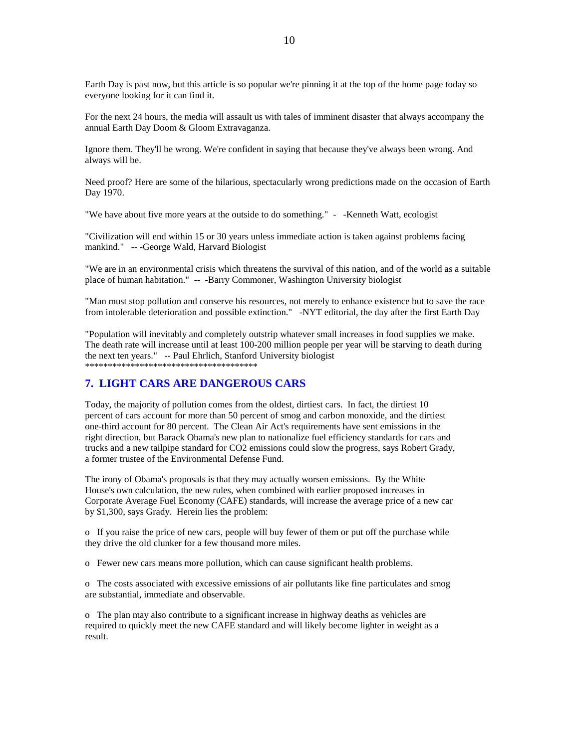Earth Day is past now, but this article is so popular we're pinning it at the top of the home page today so everyone looking for it can find it.

For the next 24 hours, the media will assault us with tales of imminent disaster that always accompany the annual Earth Day Doom & Gloom Extravaganza.

Ignore them. They'll be wrong. We're confident in saying that because they've always been wrong. And always will be.

Need proof? Here are some of the hilarious, spectacularly wrong predictions made on the occasion of Earth Day 1970.

"We have about five more years at the outside to do something." - -Kenneth Watt, ecologist

"Civilization will end within 15 or 30 years unless immediate action is taken against problems facing mankind." -- -George Wald, Harvard Biologist

"We are in an environmental crisis which threatens the survival of this nation, and of the world as a suitable place of human habitation." -- -Barry Commoner, Washington University biologist

"Man must stop pollution and conserve his resources, not merely to enhance existence but to save the race from intolerable deterioration and possible extinction." -NYT editorial, the day after the first Earth Day

"Population will inevitably and completely outstrip whatever small increases in food supplies we make. The death rate will increase until at least 100-200 million people per year will be starving to death during the next ten years." -- Paul Ehrlich, Stanford University biologist
****************************************

## 7. LIGHT CARS ARE DANGEROUS CARS

Today, the majority of pollution comes from the oldest, dirtiest cars. In fact, the dirtiest 10 percent of cars account for more than 50 percent of smog and carbon monoxide, and the dirtiest one-third account for 80 percent. The Clean Air Act's requirements have sent emissions in the right direction, but Barack Obama's new plan to nationalize fuel efficiency standards for cars and trucks and a new tailpipe standard for CO2 emissions could slow the progress, says Robert Grady, a former trustee of the Environmental Defense Fund.

The irony of Obama's proposals is that they may actually worsen emissions. By the White House's own calculation, the new rules, when combined with earlier proposed increases in Corporate Average Fuel Economy (CAFE) standards, will increase the average price of a new car by $1,300, says Grady. Herein lies the problem:

- If you raise the price of new cars, people will buy fewer of them or put off the purchase while they drive the old clunker for a few thousand more miles.

- Fewer new cars means more pollution, which can cause significant health problems.

- The costs associated with excessive emissions of air pollutants like fine particulates and smog are substantial, immediate and observable.

- The plan may also contribute to a significant increase in highway deaths as vehicles are required to quickly meet the new CAFE standard and will likely become lighter in weight as a result.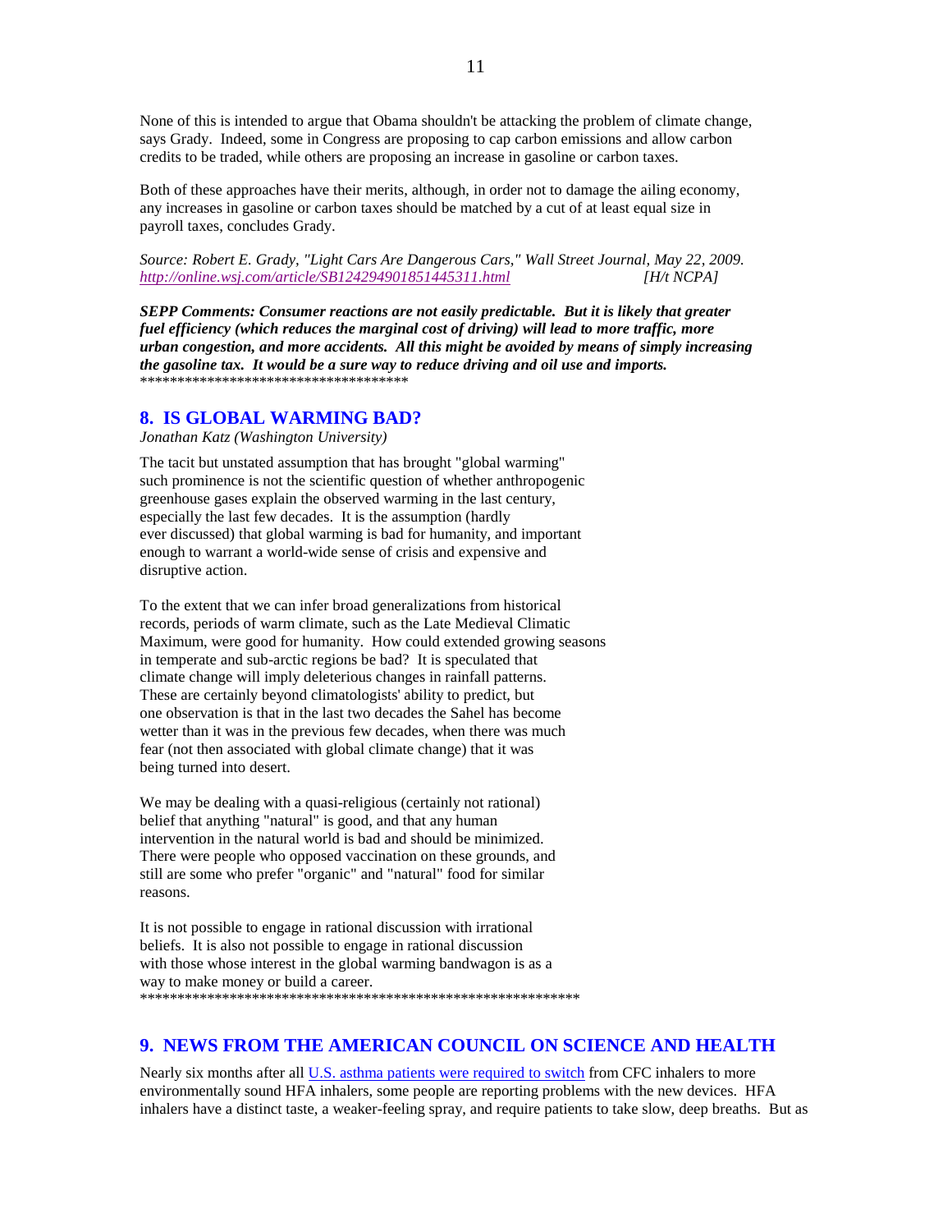None of this is intended to argue that Obama shouldn't be attacking the problem of climate change, says Grady. Indeed, some in Congress are proposing to cap carbon emissions and allow carbon credits to be traded, while others are proposing an increase in gasoline or carbon taxes.

Both of these approaches have their merits, although, in order not to damage the ailing economy, any increases in gasoline or carbon taxes should be matched by a cut of at least equal size in payroll taxes, concludes Grady.

*Source: Robert E. Grady, "Light Cars Are Dangerous Cars," Wall Street Journal, May 22, 2009. [http://online.wsj.com/article/SB124294901851445311.html](http://online.wsj.com/article/SB124294901851445311.html) [H/t NCPA]*

***SEPP Comments: Consumer reactions are not easily predictable. But it is likely that greater fuel efficiency (which reduces the marginal cost of driving) will lead to more traffic, more urban congestion, and more accidents. All this might be avoided by means of simply increasing the gasoline tax. It would be a sure way to reduce driving and oil use and imports.***

*************************************

## 8. IS GLOBAL WARMING BAD?

*Jonathan Katz (Washington University)*

The tacit but unstated assumption that has brought "global warming" such prominence is not the scientific question of whether anthropogenic greenhouse gases explain the observed warming in the last century, especially the last few decades. It is the assumption (hardly ever discussed) that global warming is bad for humanity, and important enough to warrant a world-wide sense of crisis and expensive and disruptive action.

To the extent that we can infer broad generalizations from historical records, periods of warm climate, such as the Late Medieval Climatic Maximum, were good for humanity. How could extended growing seasons in temperate and sub-arctic regions be bad? It is speculated that climate change will imply deleterious changes in rainfall patterns. These are certainly beyond climatologists' ability to predict, but one observation is that in the last two decades the Sahel has become wetter than it was in the previous few decades, when there was much fear (not then associated with global climate change) that it was being turned into desert.

We may be dealing with a quasi-religious (certainly not rational) belief that anything "natural" is good, and that any human intervention in the natural world is bad and should be minimized. There were people who opposed vaccination on these grounds, and still are some who prefer "organic" and "natural" food for similar reasons.

It is not possible to engage in rational discussion with irrational beliefs. It is also not possible to engage in rational discussion with those whose interest in the global warming bandwagon is as a way to make money or build a career.

************************************************************

## 9. NEWS FROM THE AMERICAN COUNCIL ON SCIENCE AND HEALTH

Nearly six months after all U.S. asthma patients were required to switch from CFC inhalers to more environmentally sound HFA inhalers, some people are reporting problems with the new devices. HFA inhalers have a distinct taste, a weaker-feeling spray, and require patients to take slow, deep breaths. But as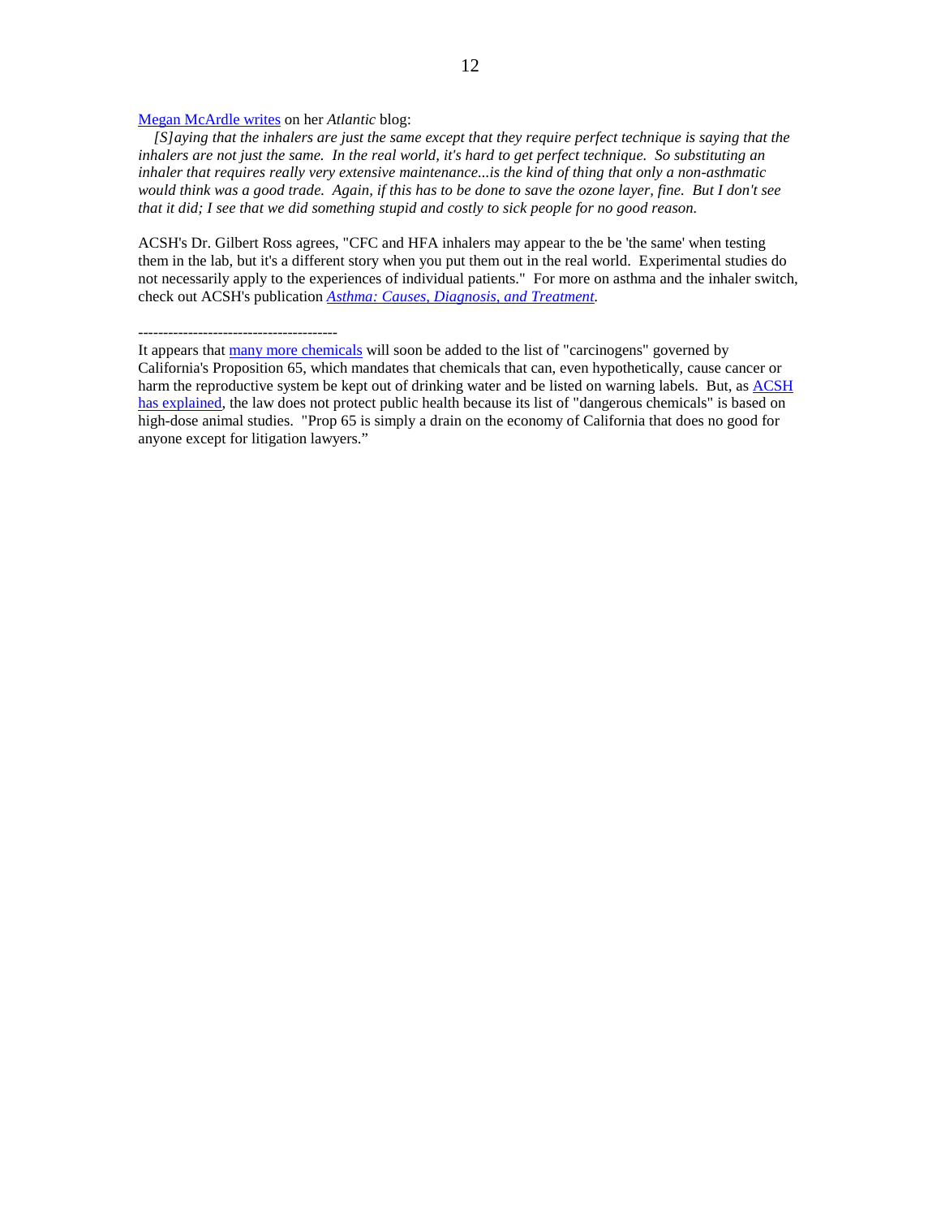Megan McArdle writes on her *Atlantic* blog:

*[S]aying that the inhalers are just the same except that they require perfect technique is saying that the inhalers are not just the same. In the real world, it's hard to get perfect technique. So substituting an inhaler that requires really very extensive maintenance...is the kind of thing that only a non-asthmatic would think was a good trade. Again, if this has to be done to save the ozone layer, fine. But I don't see that it did; I see that we did something stupid and costly to sick people for no good reason.*

ACSH's Dr. Gilbert Ross agrees, "CFC and HFA inhalers may appear to the be 'the same' when testing them in the lab, but it's a different story when you put them out in the real world. Experimental studies do not necessarily apply to the experiences of individual patients." For more on asthma and the inhaler switch, check out ACSH's publication ***Asthma: Causes, Diagnosis, and Treatment***.

----------------------------------------

It appears that many more chemicals will soon be added to the list of "carcinogens" governed by California's Proposition 65, which mandates that chemicals that can, even hypothetically, cause cancer or harm the reproductive system be kept out of drinking water and be listed on warning labels. But, as ACSH has explained, the law does not protect public health because its list of "dangerous chemicals" is based on high-dose animal studies. "Prop 65 is simply a drain on the economy of California that does no good for anyone except for litigation lawyers."